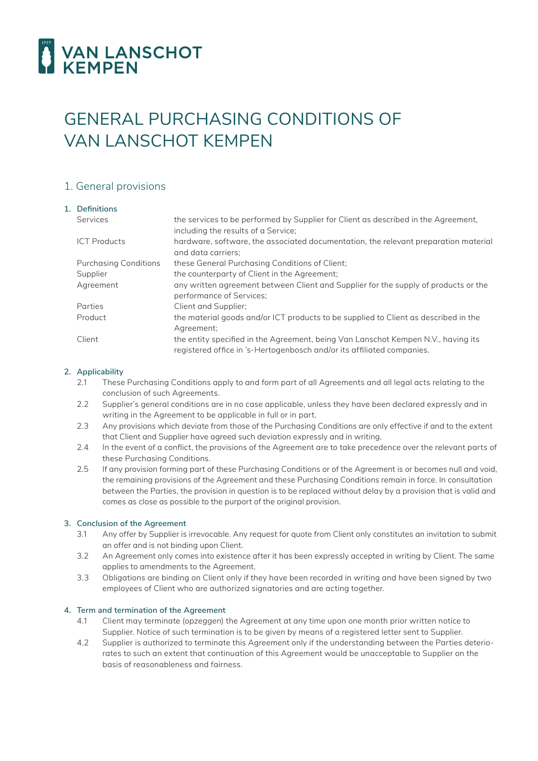# GENERAL PURCHASING CONDITIONS OF VAN LANSCHOT KEMPEN

## 1. General provisions

### 1. Definitions

| | |
|---|---|
| Services | the services to be performed by Supplier for Client as described in the Agreement, including the results of a Service; |
| ICT Products | hardware, software, the associated documentation, the relevant preparation material and data carriers; |
| Purchasing Conditions | these General Purchasing Conditions of Client; |
| Supplier | the counterparty of Client in the Agreement; |
| Agreement | any written agreement between Client and Supplier for the supply of products or the performance of Services; |
| Parties | Client and Supplier; |
| Product | the material goods and/or ICT products to be supplied to Client as described in the Agreement; |
| Client | the entity specified in the Agreement, being Van Lanschot Kempen N.V., having its registered office in 's-Hertogenbosch and/or its affiliated companies. |

### 2. Applicability

2.1 These Purchasing Conditions apply to and form part of all Agreements and all legal acts relating to the conclusion of such Agreements.

2.2 Supplier's general conditions are in no case applicable, unless they have been declared expressly and in writing in the Agreement to be applicable in full or in part.

2.3 Any provisions which deviate from those of the Purchasing Conditions are only effective if and to the extent that Client and Supplier have agreed such deviation expressly and in writing.

2.4 In the event of a conflict, the provisions of the Agreement are to take precedence over the relevant parts of these Purchasing Conditions.

2.5 If any provision forming part of these Purchasing Conditions or of the Agreement is or becomes null and void, the remaining provisions of the Agreement and these Purchasing Conditions remain in force. In consultation between the Parties, the provision in question is to be replaced without delay by a provision that is valid and comes as close as possible to the purport of the original provision.

### 3. Conclusion of the Agreement

3.1 Any offer by Supplier is irrevocable. Any request for quote from Client only constitutes an invitation to submit an offer and is not binding upon Client.

3.2 An Agreement only comes into existence after it has been expressly accepted in writing by Client. The same applies to amendments to the Agreement.

3.3 Obligations are binding on Client only if they have been recorded in writing and have been signed by two employees of Client who are authorized signatories and are acting together.

### 4. Term and termination of the Agreement

4.1 Client may terminate (*opzeggen*) the Agreement at any time upon one month prior written notice to Supplier. Notice of such termination is to be given by means of a registered letter sent to Supplier.

4.2 Supplier is authorized to terminate this Agreement only if the understanding between the Parties deteriorates to such an extent that continuation of this Agreement would be unacceptable to Supplier on the basis of reasonableness and fairness.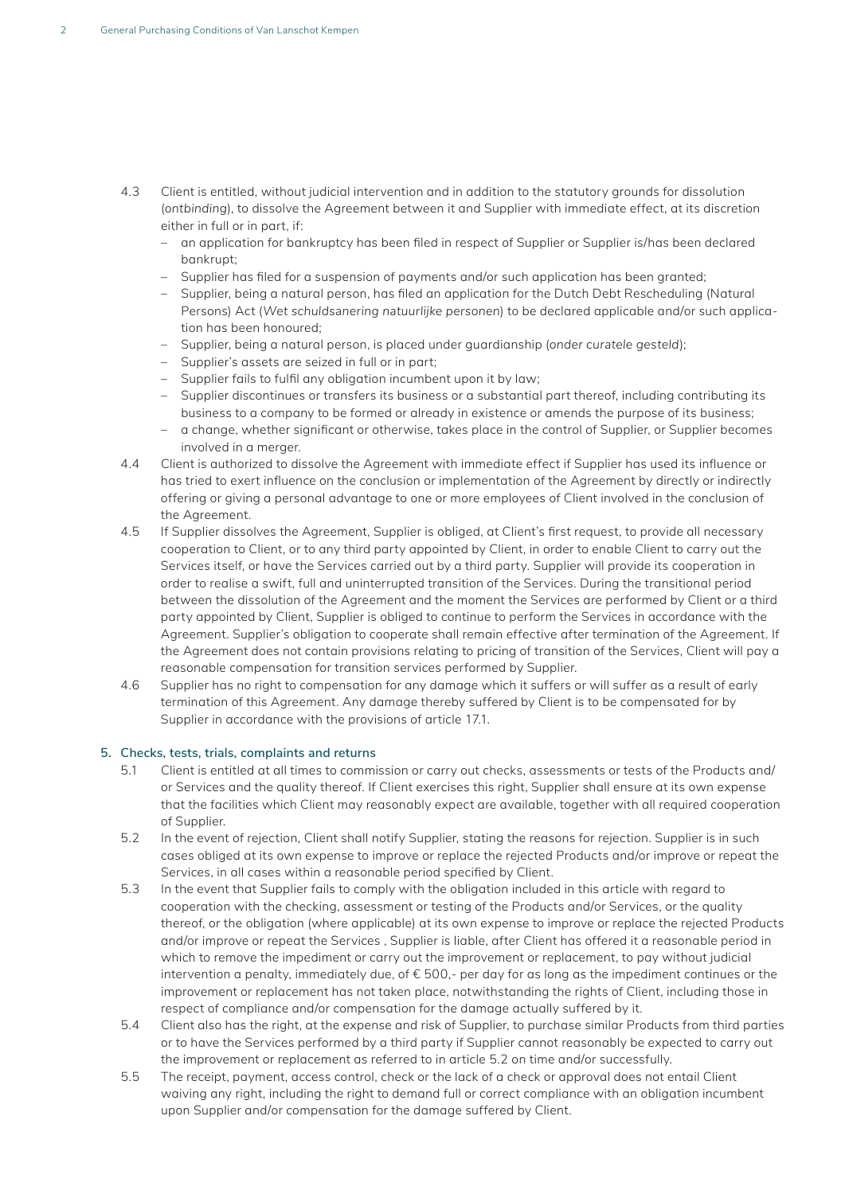4.3 Client is entitled, without judicial intervention and in addition to the statutory grounds for dissolution (*ontbinding*), to dissolve the Agreement between it and Supplier with immediate effect, at its discretion either in full or in part, if:

- an application for bankruptcy has been filed in respect of Supplier or Supplier is/has been declared bankrupt;
- Supplier has filed for a suspension of payments and/or such application has been granted;
- Supplier, being a natural person, has filed an application for the Dutch Debt Rescheduling (Natural Persons) Act (*Wet schuldsanering natuurlijke personen*) to be declared applicable and/or such application has been honoured;
- Supplier, being a natural person, is placed under guardianship (*onder curatele gesteld*);
- Supplier's assets are seized in full or in part;
- Supplier fails to fulfil any obligation incumbent upon it by law;
- Supplier discontinues or transfers its business or a substantial part thereof, including contributing its business to a company to be formed or already in existence or amends the purpose of its business;
- a change, whether significant or otherwise, takes place in the control of Supplier, or Supplier becomes involved in a merger.

4.4 Client is authorized to dissolve the Agreement with immediate effect if Supplier has used its influence or has tried to exert influence on the conclusion or implementation of the Agreement by directly or indirectly offering or giving a personal advantage to one or more employees of Client involved in the conclusion of the Agreement.

4.5 If Supplier dissolves the Agreement, Supplier is obliged, at Client's first request, to provide all necessary cooperation to Client, or to any third party appointed by Client, in order to enable Client to carry out the Services itself, or have the Services carried out by a third party. Supplier will provide its cooperation in order to realise a swift, full and uninterrupted transition of the Services. During the transitional period between the dissolution of the Agreement and the moment the Services are performed by Client or a third party appointed by Client, Supplier is obliged to continue to perform the Services in accordance with the Agreement. Supplier's obligation to cooperate shall remain effective after termination of the Agreement. If the Agreement does not contain provisions relating to pricing of transition of the Services, Client will pay a reasonable compensation for transition services performed by Supplier.

4.6 Supplier has no right to compensation for any damage which it suffers or will suffer as a result of early termination of this Agreement. Any damage thereby suffered by Client is to be compensated for by Supplier in accordance with the provisions of article 17.1.

## 5. Checks, tests, trials, complaints and returns

5.1 Client is entitled at all times to commission or carry out checks, assessments or tests of the Products and/or Services and the quality thereof. If Client exercises this right, Supplier shall ensure at its own expense that the facilities which Client may reasonably expect are available, together with all required cooperation of Supplier.

5.2 In the event of rejection, Client shall notify Supplier, stating the reasons for rejection. Supplier is in such cases obliged at its own expense to improve or replace the rejected Products and/or improve or repeat the Services, in all cases within a reasonable period specified by Client.

5.3 In the event that Supplier fails to comply with the obligation included in this article with regard to cooperation with the checking, assessment or testing of the Products and/or Services, or the quality thereof, or the obligation (where applicable) at its own expense to improve or replace the rejected Products and/or improve or repeat the Services , Supplier is liable, after Client has offered it a reasonable period in which to remove the impediment or carry out the improvement or replacement, to pay without judicial intervention a penalty, immediately due, of € 500,- per day for as long as the impediment continues or the improvement or replacement has not taken place, notwithstanding the rights of Client, including those in respect of compliance and/or compensation for the damage actually suffered by it.

5.4 Client also has the right, at the expense and risk of Supplier, to purchase similar Products from third parties or to have the Services performed by a third party if Supplier cannot reasonably be expected to carry out the improvement or replacement as referred to in article 5.2 on time and/or successfully.

5.5 The receipt, payment, access control, check or the lack of a check or approval does not entail Client waiving any right, including the right to demand full or correct compliance with an obligation incumbent upon Supplier and/or compensation for the damage suffered by Client.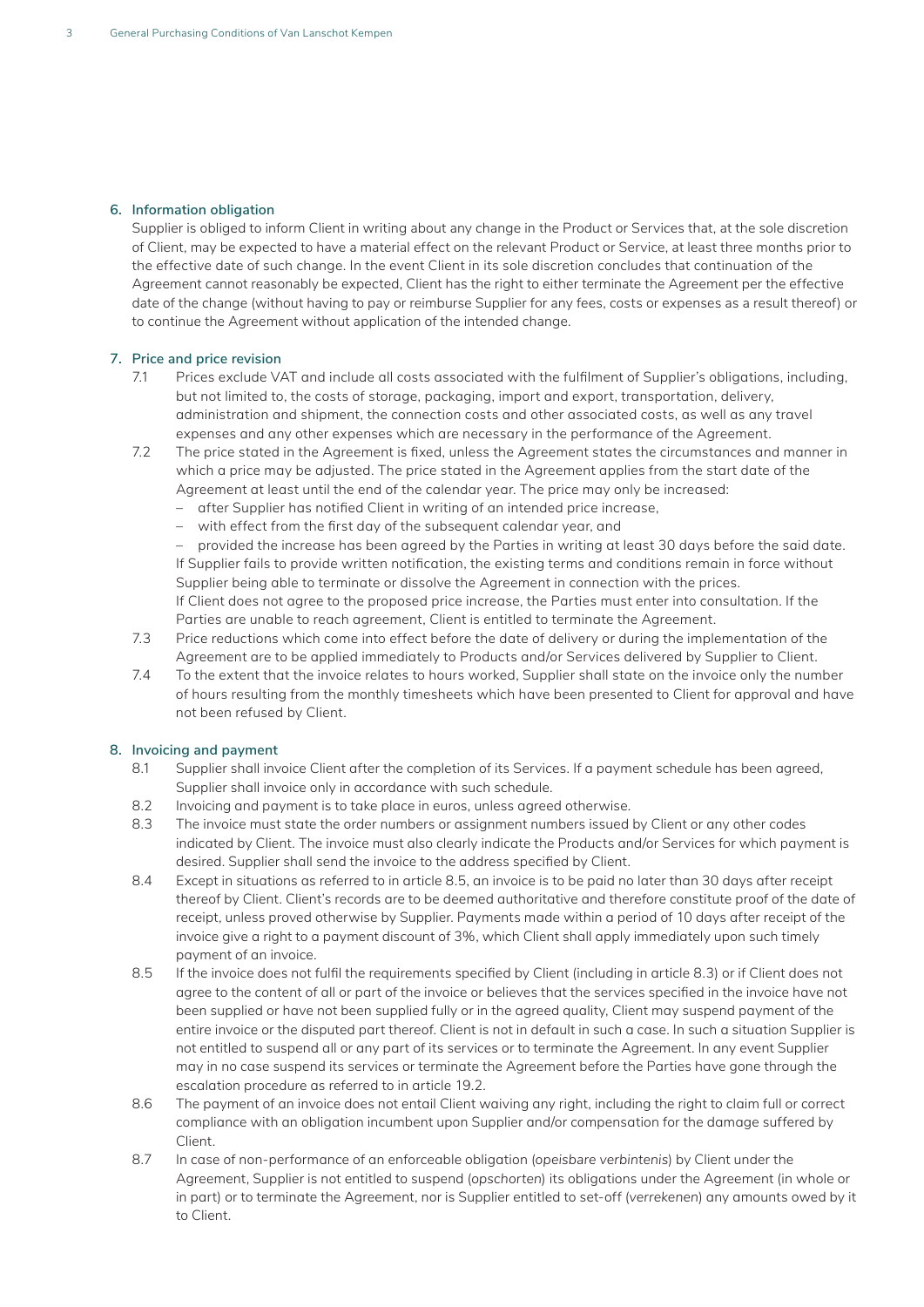## 6. Information obligation

Supplier is obliged to inform Client in writing about any change in the Product or Services that, at the sole discretion of Client, may be expected to have a material effect on the relevant Product or Service, at least three months prior to the effective date of such change. In the event Client in its sole discretion concludes that continuation of the Agreement cannot reasonably be expected, Client has the right to either terminate the Agreement per the effective date of the change (without having to pay or reimburse Supplier for any fees, costs or expenses as a result thereof) or to continue the Agreement without application of the intended change.

## 7. Price and price revision

7.1 Prices exclude VAT and include all costs associated with the fulfilment of Supplier's obligations, including, but not limited to, the costs of storage, packaging, import and export, transportation, delivery, administration and shipment, the connection costs and other associated costs, as well as any travel expenses and any other expenses which are necessary in the performance of the Agreement.

7.2 The price stated in the Agreement is fixed, unless the Agreement states the circumstances and manner in which a price may be adjusted. The price stated in the Agreement applies from the start date of the Agreement at least until the end of the calendar year. The price may only be increased:

- after Supplier has notified Client in writing of an intended price increase,
- with effect from the first day of the subsequent calendar year, and
- provided the increase has been agreed by the Parties in writing at least 30 days before the said date.

If Supplier fails to provide written notification, the existing terms and conditions remain in force without Supplier being able to terminate or dissolve the Agreement in connection with the prices.
If Client does not agree to the proposed price increase, the Parties must enter into consultation. If the Parties are unable to reach agreement, Client is entitled to terminate the Agreement.

7.3 Price reductions which come into effect before the date of delivery or during the implementation of the Agreement are to be applied immediately to Products and/or Services delivered by Supplier to Client.

7.4 To the extent that the invoice relates to hours worked, Supplier shall state on the invoice only the number of hours resulting from the monthly timesheets which have been presented to Client for approval and have not been refused by Client.

## 8. Invoicing and payment

8.1 Supplier shall invoice Client after the completion of its Services. If a payment schedule has been agreed, Supplier shall invoice only in accordance with such schedule.

8.2 Invoicing and payment is to take place in euros, unless agreed otherwise.

8.3 The invoice must state the order numbers or assignment numbers issued by Client or any other codes indicated by Client. The invoice must also clearly indicate the Products and/or Services for which payment is desired. Supplier shall send the invoice to the address specified by Client.

8.4 Except in situations as referred to in article 8.5, an invoice is to be paid no later than 30 days after receipt thereof by Client. Client's records are to be deemed authoritative and therefore constitute proof of the date of receipt, unless proved otherwise by Supplier. Payments made within a period of 10 days after receipt of the invoice give a right to a payment discount of 3%, which Client shall apply immediately upon such timely payment of an invoice.

8.5 If the invoice does not fulfil the requirements specified by Client (including in article 8.3) or if Client does not agree to the content of all or part of the invoice or believes that the services specified in the invoice have not been supplied or have not been supplied fully or in the agreed quality, Client may suspend payment of the entire invoice or the disputed part thereof. Client is not in default in such a case. In such a situation Supplier is not entitled to suspend all or any part of its services or to terminate the Agreement. In any event Supplier may in no case suspend its services or terminate the Agreement before the Parties have gone through the escalation procedure as referred to in article 19.2.

8.6 The payment of an invoice does not entail Client waiving any right, including the right to claim full or correct compliance with an obligation incumbent upon Supplier and/or compensation for the damage suffered by Client.

8.7 In case of non-performance of an enforceable obligation (*opeisbare verbintenis*) by Client under the Agreement, Supplier is not entitled to suspend (*opschorten*) its obligations under the Agreement (in whole or in part) or to terminate the Agreement, nor is Supplier entitled to set-off (*verrekenen*) any amounts owed by it to Client.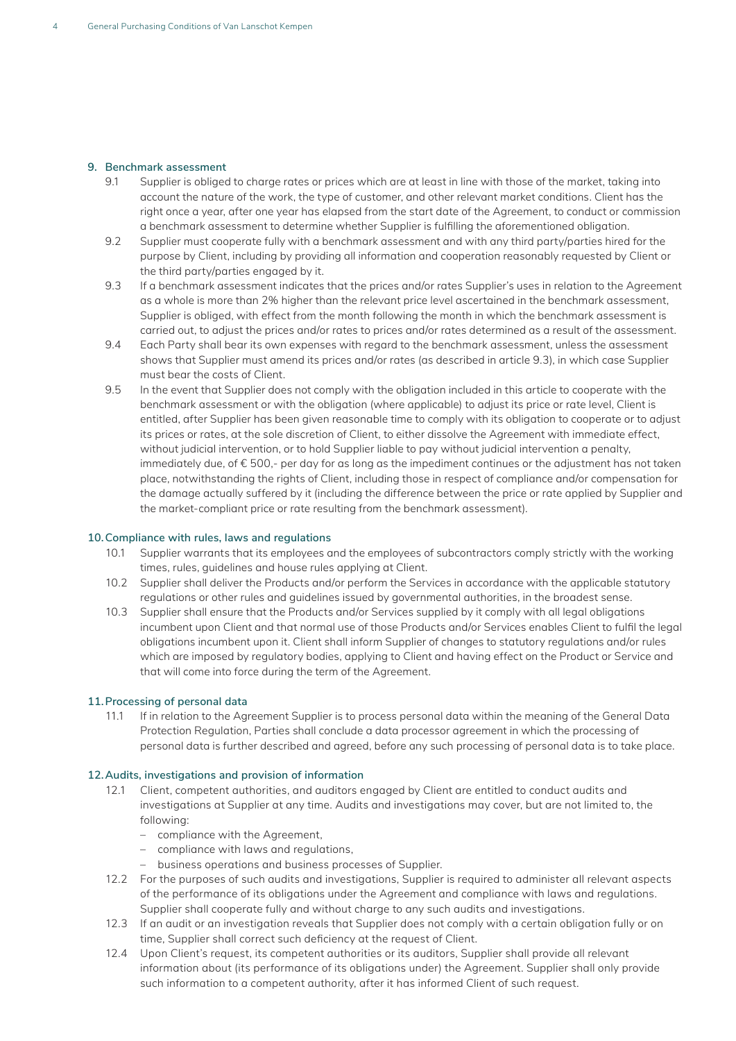## 9. Benchmark assessment

9.1 Supplier is obliged to charge rates or prices which are at least in line with those of the market, taking into account the nature of the work, the type of customer, and other relevant market conditions. Client has the right once a year, after one year has elapsed from the start date of the Agreement, to conduct or commission a benchmark assessment to determine whether Supplier is fulfilling the aforementioned obligation.

9.2 Supplier must cooperate fully with a benchmark assessment and with any third party/parties hired for the purpose by Client, including by providing all information and cooperation reasonably requested by Client or the third party/parties engaged by it.

9.3 If a benchmark assessment indicates that the prices and/or rates Supplier's uses in relation to the Agreement as a whole is more than 2% higher than the relevant price level ascertained in the benchmark assessment, Supplier is obliged, with effect from the month following the month in which the benchmark assessment is carried out, to adjust the prices and/or rates to prices and/or rates determined as a result of the assessment.

9.4 Each Party shall bear its own expenses with regard to the benchmark assessment, unless the assessment shows that Supplier must amend its prices and/or rates (as described in article 9.3), in which case Supplier must bear the costs of Client.

9.5 In the event that Supplier does not comply with the obligation included in this article to cooperate with the benchmark assessment or with the obligation (where applicable) to adjust its price or rate level, Client is entitled, after Supplier has been given reasonable time to comply with its obligation to cooperate or to adjust its prices or rates, at the sole discretion of Client, to either dissolve the Agreement with immediate effect, without judicial intervention, or to hold Supplier liable to pay without judicial intervention a penalty, immediately due, of € 500,- per day for as long as the impediment continues or the adjustment has not taken place, notwithstanding the rights of Client, including those in respect of compliance and/or compensation for the damage actually suffered by it (including the difference between the price or rate applied by Supplier and the market-compliant price or rate resulting from the benchmark assessment).

## 10. Compliance with rules, laws and regulations

10.1 Supplier warrants that its employees and the employees of subcontractors comply strictly with the working times, rules, guidelines and house rules applying at Client.

10.2 Supplier shall deliver the Products and/or perform the Services in accordance with the applicable statutory regulations or other rules and guidelines issued by governmental authorities, in the broadest sense.

10.3 Supplier shall ensure that the Products and/or Services supplied by it comply with all legal obligations incumbent upon Client and that normal use of those Products and/or Services enables Client to fulfil the legal obligations incumbent upon it. Client shall inform Supplier of changes to statutory regulations and/or rules which are imposed by regulatory bodies, applying to Client and having effect on the Product or Service and that will come into force during the term of the Agreement.

## 11. Processing of personal data

11.1 If in relation to the Agreement Supplier is to process personal data within the meaning of the General Data Protection Regulation, Parties shall conclude a data processor agreement in which the processing of personal data is further described and agreed, before any such processing of personal data is to take place.

## 12. Audits, investigations and provision of information

12.1 Client, competent authorities, and auditors engaged by Client are entitled to conduct audits and investigations at Supplier at any time. Audits and investigations may cover, but are not limited to, the following:

- compliance with the Agreement,
- compliance with laws and regulations,
- business operations and business processes of Supplier.

12.2 For the purposes of such audits and investigations, Supplier is required to administer all relevant aspects of the performance of its obligations under the Agreement and compliance with laws and regulations. Supplier shall cooperate fully and without charge to any such audits and investigations.

12.3 If an audit or an investigation reveals that Supplier does not comply with a certain obligation fully or on time, Supplier shall correct such deficiency at the request of Client.

12.4 Upon Client's request, its competent authorities or its auditors, Supplier shall provide all relevant information about (its performance of its obligations under) the Agreement. Supplier shall only provide such information to a competent authority, after it has informed Client of such request.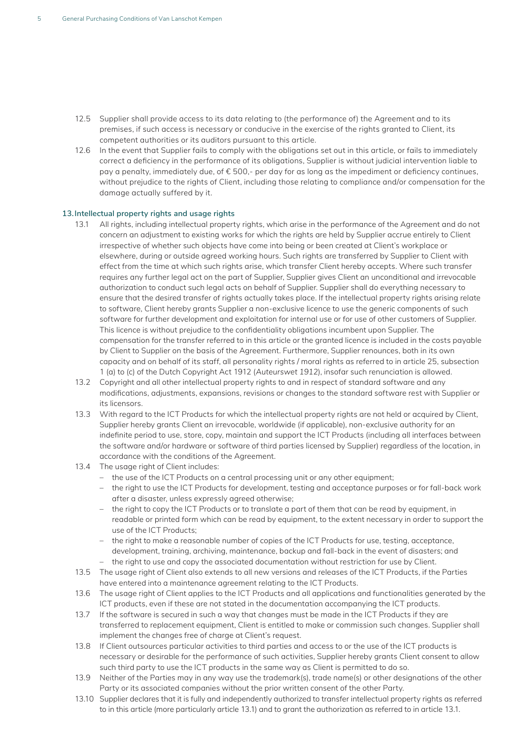12.5 Supplier shall provide access to its data relating to (the performance of) the Agreement and to its premises, if such access is necessary or conducive in the exercise of the rights granted to Client, its competent authorities or its auditors pursuant to this article.

12.6 In the event that Supplier fails to comply with the obligations set out in this article, or fails to immediately correct a deficiency in the performance of its obligations, Supplier is without judicial intervention liable to pay a penalty, immediately due, of € 500,- per day for as long as the impediment or deficiency continues, without prejudice to the rights of Client, including those relating to compliance and/or compensation for the damage actually suffered by it.

## 13. Intellectual property rights and usage rights

13.1 All rights, including intellectual property rights, which arise in the performance of the Agreement and do not concern an adjustment to existing works for which the rights are held by Supplier accrue entirely to Client irrespective of whether such objects have come into being or been created at Client's workplace or elsewhere, during or outside agreed working hours. Such rights are transferred by Supplier to Client with effect from the time at which such rights arise, which transfer Client hereby accepts. Where such transfer requires any further legal act on the part of Supplier, Supplier gives Client an unconditional and irrevocable authorization to conduct such legal acts on behalf of Supplier. Supplier shall do everything necessary to ensure that the desired transfer of rights actually takes place. If the intellectual property rights arising relate to software, Client hereby grants Supplier a non-exclusive licence to use the generic components of such software for further development and exploitation for internal use or for use of other customers of Supplier. This licence is without prejudice to the confidentiality obligations incumbent upon Supplier. The compensation for the transfer referred to in this article or the granted licence is included in the costs payable by Client to Supplier on the basis of the Agreement. Furthermore, Supplier renounces, both in its own capacity and on behalf of its staff, all personality rights / moral rights as referred to in article 25, subsection 1 (a) to (c) of the Dutch Copyright Act 1912 (*Auteurswet 1912*), insofar such renunciation is allowed.

13.2 Copyright and all other intellectual property rights to and in respect of standard software and any modifications, adjustments, expansions, revisions or changes to the standard software rest with Supplier or its licensors.

13.3 With regard to the ICT Products for which the intellectual property rights are not held or acquired by Client, Supplier hereby grants Client an irrevocable, worldwide (if applicable), non-exclusive authority for an indefinite period to use, store, copy, maintain and support the ICT Products (including all interfaces between the software and/or hardware or software of third parties licensed by Supplier) regardless of the location, in accordance with the conditions of the Agreement.

13.4 The usage right of Client includes:

- the use of the ICT Products on a central processing unit or any other equipment;
- the right to use the ICT Products for development, testing and acceptance purposes or for fall-back work after a disaster, unless expressly agreed otherwise;
- the right to copy the ICT Products or to translate a part of them that can be read by equipment, in readable or printed form which can be read by equipment, to the extent necessary in order to support the use of the ICT Products;
- the right to make a reasonable number of copies of the ICT Products for use, testing, acceptance, development, training, archiving, maintenance, backup and fall-back in the event of disasters; and
- the right to use and copy the associated documentation without restriction for use by Client.

13.5 The usage right of Client also extends to all new versions and releases of the ICT Products, if the Parties have entered into a maintenance agreement relating to the ICT Products.

13.6 The usage right of Client applies to the ICT Products and all applications and functionalities generated by the ICT products, even if these are not stated in the documentation accompanying the ICT products.

13.7 If the software is secured in such a way that changes must be made in the ICT Products if they are transferred to replacement equipment, Client is entitled to make or commission such changes. Supplier shall implement the changes free of charge at Client's request.

13.8 If Client outsources particular activities to third parties and access to or the use of the ICT products is necessary or desirable for the performance of such activities, Supplier hereby grants Client consent to allow such third party to use the ICT products in the same way as Client is permitted to do so.

13.9 Neither of the Parties may in any way use the trademark(s), trade name(s) or other designations of the other Party or its associated companies without the prior written consent of the other Party.

13.10 Supplier declares that it is fully and independently authorized to transfer intellectual property rights as referred to in this article (more particularly article 13.1) and to grant the authorization as referred to in article 13.1.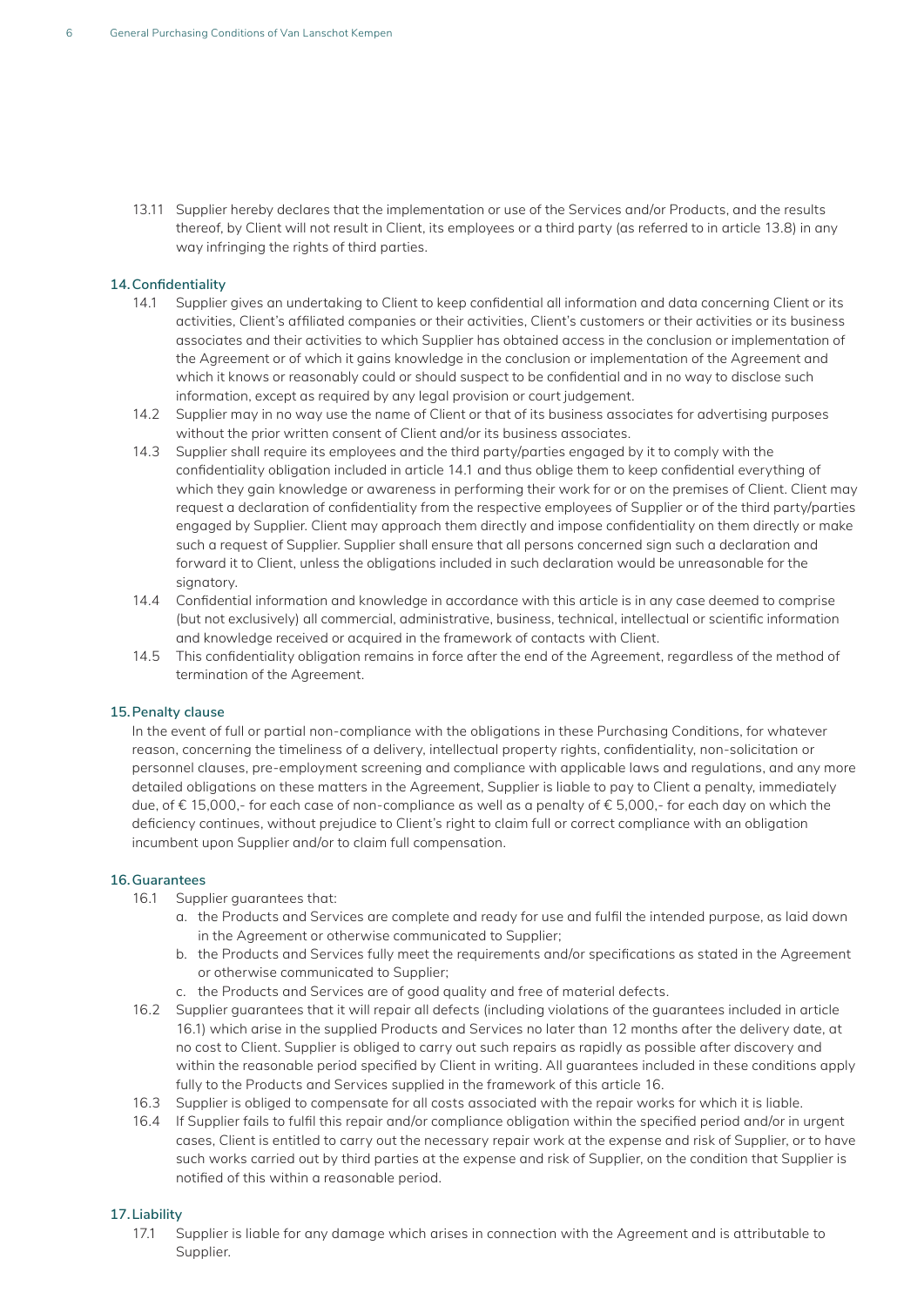13.11 Supplier hereby declares that the implementation or use of the Services and/or Products, and the results thereof, by Client will not result in Client, its employees or a third party (as referred to in article 13.8) in any way infringing the rights of third parties.

## 14. Confidentiality

14.1 Supplier gives an undertaking to Client to keep confidential all information and data concerning Client or its activities, Client's affiliated companies or their activities, Client's customers or their activities or its business associates and their activities to which Supplier has obtained access in the conclusion or implementation of the Agreement or of which it gains knowledge in the conclusion or implementation of the Agreement and which it knows or reasonably could or should suspect to be confidential and in no way to disclose such information, except as required by any legal provision or court judgement.

14.2 Supplier may in no way use the name of Client or that of its business associates for advertising purposes without the prior written consent of Client and/or its business associates.

14.3 Supplier shall require its employees and the third party/parties engaged by it to comply with the confidentiality obligation included in article 14.1 and thus oblige them to keep confidential everything of which they gain knowledge or awareness in performing their work for or on the premises of Client. Client may request a declaration of confidentiality from the respective employees of Supplier or of the third party/parties engaged by Supplier. Client may approach them directly and impose confidentiality on them directly or make such a request of Supplier. Supplier shall ensure that all persons concerned sign such a declaration and forward it to Client, unless the obligations included in such declaration would be unreasonable for the signatory.

14.4 Confidential information and knowledge in accordance with this article is in any case deemed to comprise (but not exclusively) all commercial, administrative, business, technical, intellectual or scientific information and knowledge received or acquired in the framework of contacts with Client.

14.5 This confidentiality obligation remains in force after the end of the Agreement, regardless of the method of termination of the Agreement.

## 15. Penalty clause

In the event of full or partial non-compliance with the obligations in these Purchasing Conditions, for whatever reason, concerning the timeliness of a delivery, intellectual property rights, confidentiality, non-solicitation or personnel clauses, pre-employment screening and compliance with applicable laws and regulations, and any more detailed obligations on these matters in the Agreement, Supplier is liable to pay to Client a penalty, immediately due, of € 15,000,- for each case of non-compliance as well as a penalty of € 5,000,- for each day on which the deficiency continues, without prejudice to Client's right to claim full or correct compliance with an obligation incumbent upon Supplier and/or to claim full compensation.

## 16. Guarantees

16.1 Supplier guarantees that:

a. the Products and Services are complete and ready for use and fulfil the intended purpose, as laid down in the Agreement or otherwise communicated to Supplier;

b. the Products and Services fully meet the requirements and/or specifications as stated in the Agreement or otherwise communicated to Supplier;

c. the Products and Services are of good quality and free of material defects.

16.2 Supplier guarantees that it will repair all defects (including violations of the guarantees included in article 16.1) which arise in the supplied Products and Services no later than 12 months after the delivery date, at no cost to Client. Supplier is obliged to carry out such repairs as rapidly as possible after discovery and within the reasonable period specified by Client in writing. All guarantees included in these conditions apply fully to the Products and Services supplied in the framework of this article 16.

16.3 Supplier is obliged to compensate for all costs associated with the repair works for which it is liable.

16.4 If Supplier fails to fulfil this repair and/or compliance obligation within the specified period and/or in urgent cases, Client is entitled to carry out the necessary repair work at the expense and risk of Supplier, or to have such works carried out by third parties at the expense and risk of Supplier, on the condition that Supplier is notified of this within a reasonable period.

## 17. Liability

17.1 Supplier is liable for any damage which arises in connection with the Agreement and is attributable to Supplier.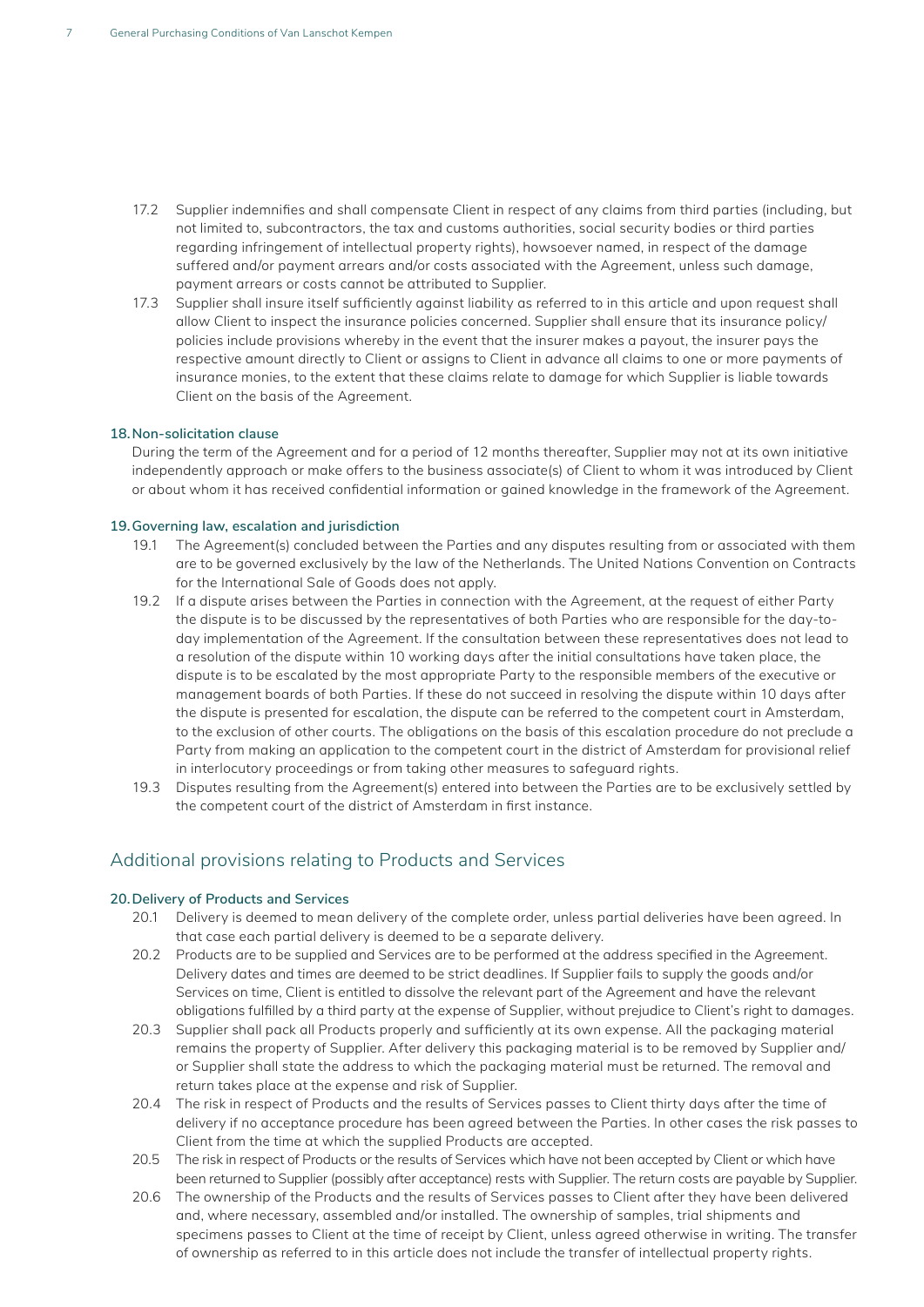17.2 Supplier indemnifies and shall compensate Client in respect of any claims from third parties (including, but not limited to, subcontractors, the tax and customs authorities, social security bodies or third parties regarding infringement of intellectual property rights), howsoever named, in respect of the damage suffered and/or payment arrears and/or costs associated with the Agreement, unless such damage, payment arrears or costs cannot be attributed to Supplier.

17.3 Supplier shall insure itself sufficiently against liability as referred to in this article and upon request shall allow Client to inspect the insurance policies concerned. Supplier shall ensure that its insurance policy/ policies include provisions whereby in the event that the insurer makes a payout, the insurer pays the respective amount directly to Client or assigns to Client in advance all claims to one or more payments of insurance monies, to the extent that these claims relate to damage for which Supplier is liable towards Client on the basis of the Agreement.

### 18. Non-solicitation clause

During the term of the Agreement and for a period of 12 months thereafter, Supplier may not at its own initiative independently approach or make offers to the business associate(s) of Client to whom it was introduced by Client or about whom it has received confidential information or gained knowledge in the framework of the Agreement.

### 19. Governing law, escalation and jurisdiction

19.1 The Agreement(s) concluded between the Parties and any disputes resulting from or associated with them are to be governed exclusively by the law of the Netherlands. The United Nations Convention on Contracts for the International Sale of Goods does not apply.

19.2 If a dispute arises between the Parties in connection with the Agreement, at the request of either Party the dispute is to be discussed by the representatives of both Parties who are responsible for the day-to-day implementation of the Agreement. If the consultation between these representatives does not lead to a resolution of the dispute within 10 working days after the initial consultations have taken place, the dispute is to be escalated by the most appropriate Party to the responsible members of the executive or management boards of both Parties. If these do not succeed in resolving the dispute within 10 days after the dispute is presented for escalation, the dispute can be referred to the competent court in Amsterdam, to the exclusion of other courts. The obligations on the basis of this escalation procedure do not preclude a Party from making an application to the competent court in the district of Amsterdam for provisional relief in interlocutory proceedings or from taking other measures to safeguard rights.

19.3 Disputes resulting from the Agreement(s) entered into between the Parties are to be exclusively settled by the competent court of the district of Amsterdam in first instance.

## Additional provisions relating to Products and Services

### 20. Delivery of Products and Services

20.1 Delivery is deemed to mean delivery of the complete order, unless partial deliveries have been agreed. In that case each partial delivery is deemed to be a separate delivery.

20.2 Products are to be supplied and Services are to be performed at the address specified in the Agreement. Delivery dates and times are deemed to be strict deadlines. If Supplier fails to supply the goods and/or Services on time, Client is entitled to dissolve the relevant part of the Agreement and have the relevant obligations fulfilled by a third party at the expense of Supplier, without prejudice to Client's right to damages.

20.3 Supplier shall pack all Products properly and sufficiently at its own expense. All the packaging material remains the property of Supplier. After delivery this packaging material is to be removed by Supplier and/ or Supplier shall state the address to which the packaging material must be returned. The removal and return takes place at the expense and risk of Supplier.

20.4 The risk in respect of Products and the results of Services passes to Client thirty days after the time of delivery if no acceptance procedure has been agreed between the Parties. In other cases the risk passes to Client from the time at which the supplied Products are accepted.

20.5 The risk in respect of Products or the results of Services which have not been accepted by Client or which have been returned to Supplier (possibly after acceptance) rests with Supplier. The return costs are payable by Supplier.

20.6 The ownership of the Products and the results of Services passes to Client after they have been delivered and, where necessary, assembled and/or installed. The ownership of samples, trial shipments and specimens passes to Client at the time of receipt by Client, unless agreed otherwise in writing. The transfer of ownership as referred to in this article does not include the transfer of intellectual property rights.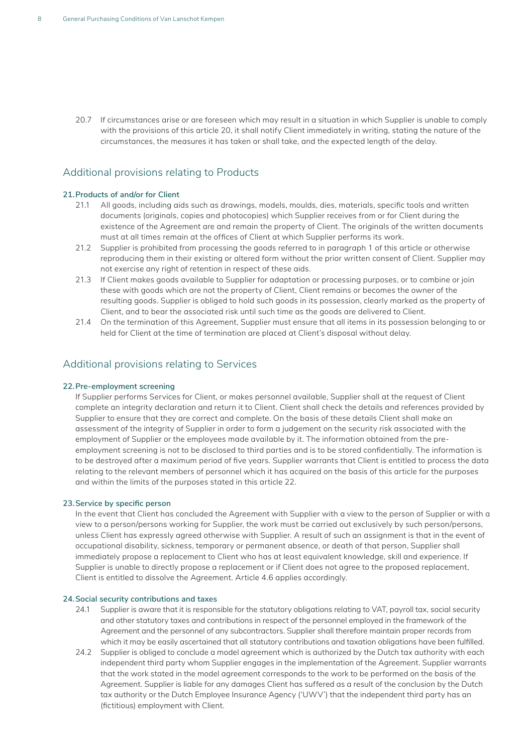20.7 If circumstances arise or are foreseen which may result in a situation in which Supplier is unable to comply with the provisions of this article 20, it shall notify Client immediately in writing, stating the nature of the circumstances, the measures it has taken or shall take, and the expected length of the delay.

## Additional provisions relating to Products

### 21. Products of and/or for Client

21.1 All goods, including aids such as drawings, models, moulds, dies, materials, specific tools and written documents (originals, copies and photocopies) which Supplier receives from or for Client during the existence of the Agreement are and remain the property of Client. The originals of the written documents must at all times remain at the offices of Client at which Supplier performs its work.

21.2 Supplier is prohibited from processing the goods referred to in paragraph 1 of this article or otherwise reproducing them in their existing or altered form without the prior written consent of Client. Supplier may not exercise any right of retention in respect of these aids.

21.3 If Client makes goods available to Supplier for adaptation or processing purposes, or to combine or join these with goods which are not the property of Client, Client remains or becomes the owner of the resulting goods. Supplier is obliged to hold such goods in its possession, clearly marked as the property of Client, and to bear the associated risk until such time as the goods are delivered to Client.

21.4 On the termination of this Agreement, Supplier must ensure that all items in its possession belonging to or held for Client at the time of termination are placed at Client's disposal without delay.

## Additional provisions relating to Services

### 22. Pre-employment screening

If Supplier performs Services for Client, or makes personnel available, Supplier shall at the request of Client complete an integrity declaration and return it to Client. Client shall check the details and references provided by Supplier to ensure that they are correct and complete. On the basis of these details Client shall make an assessment of the integrity of Supplier in order to form a judgement on the security risk associated with the employment of Supplier or the employees made available by it. The information obtained from the pre-employment screening is not to be disclosed to third parties and is to be stored confidentially. The information is to be destroyed after a maximum period of five years. Supplier warrants that Client is entitled to process the data relating to the relevant members of personnel which it has acquired on the basis of this article for the purposes and within the limits of the purposes stated in this article 22.

### 23. Service by specific person

In the event that Client has concluded the Agreement with Supplier with a view to the person of Supplier or with a view to a person/persons working for Supplier, the work must be carried out exclusively by such person/persons, unless Client has expressly agreed otherwise with Supplier. A result of such an assignment is that in the event of occupational disability, sickness, temporary or permanent absence, or death of that person, Supplier shall immediately propose a replacement to Client who has at least equivalent knowledge, skill and experience. If Supplier is unable to directly propose a replacement or if Client does not agree to the proposed replacement, Client is entitled to dissolve the Agreement. Article 4.6 applies accordingly.

### 24. Social security contributions and taxes

24.1 Supplier is aware that it is responsible for the statutory obligations relating to VAT, payroll tax, social security and other statutory taxes and contributions in respect of the personnel employed in the framework of the Agreement and the personnel of any subcontractors. Supplier shall therefore maintain proper records from which it may be easily ascertained that all statutory contributions and taxation obligations have been fulfilled.

24.2 Supplier is obliged to conclude a model agreement which is authorized by the Dutch tax authority with each independent third party whom Supplier engages in the implementation of the Agreement. Supplier warrants that the work stated in the model agreement corresponds to the work to be performed on the basis of the Agreement. Supplier is liable for any damages Client has suffered as a result of the conclusion by the Dutch tax authority or the Dutch Employee Insurance Agency ('UWV') that the independent third party has an (fictitious) employment with Client.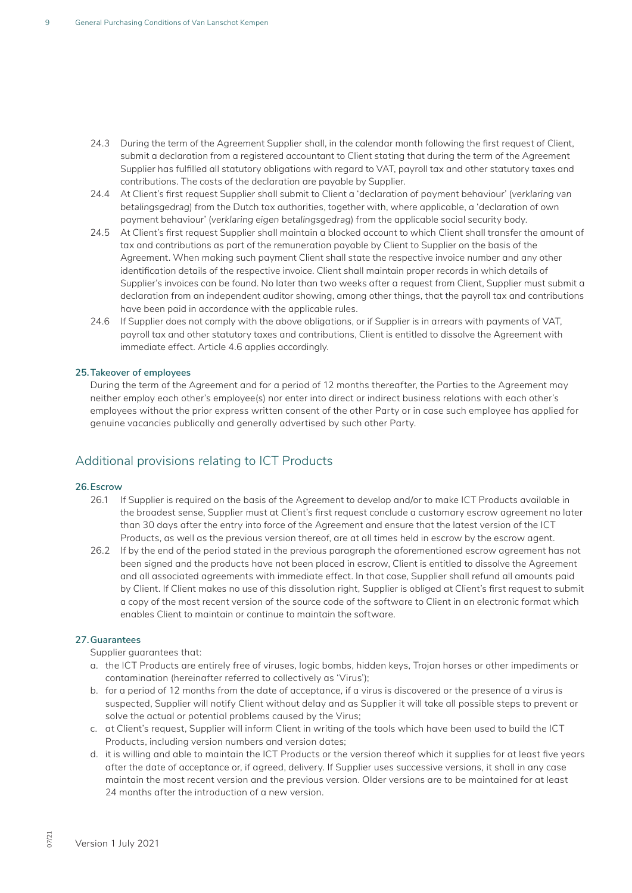24.3 During the term of the Agreement Supplier shall, in the calendar month following the first request of Client, submit a declaration from a registered accountant to Client stating that during the term of the Agreement Supplier has fulfilled all statutory obligations with regard to VAT, payroll tax and other statutory taxes and contributions. The costs of the declaration are payable by Supplier.

24.4 At Client's first request Supplier shall submit to Client a 'declaration of payment behaviour' (*verklaring van betalingsgedrag*) from the Dutch tax authorities, together with, where applicable, a 'declaration of own payment behaviour' (*verklaring eigen betalingsgedrag*) from the applicable social security body.

24.5 At Client's first request Supplier shall maintain a blocked account to which Client shall transfer the amount of tax and contributions as part of the remuneration payable by Client to Supplier on the basis of the Agreement. When making such payment Client shall state the respective invoice number and any other identification details of the respective invoice. Client shall maintain proper records in which details of Supplier's invoices can be found. No later than two weeks after a request from Client, Supplier must submit a declaration from an independent auditor showing, among other things, that the payroll tax and contributions have been paid in accordance with the applicable rules.

24.6 If Supplier does not comply with the above obligations, or if Supplier is in arrears with payments of VAT, payroll tax and other statutory taxes and contributions, Client is entitled to dissolve the Agreement with immediate effect. Article 4.6 applies accordingly.

### 25. Takeover of employees

During the term of the Agreement and for a period of 12 months thereafter, the Parties to the Agreement may neither employ each other's employee(s) nor enter into direct or indirect business relations with each other's employees without the prior express written consent of the other Party or in case such employee has applied for genuine vacancies publically and generally advertised by such other Party.

## Additional provisions relating to ICT Products

### 26. Escrow

26.1 If Supplier is required on the basis of the Agreement to develop and/or to make ICT Products available in the broadest sense, Supplier must at Client's first request conclude a customary escrow agreement no later than 30 days after the entry into force of the Agreement and ensure that the latest version of the ICT Products, as well as the previous version thereof, are at all times held in escrow by the escrow agent.

26.2 If by the end of the period stated in the previous paragraph the aforementioned escrow agreement has not been signed and the products have not been placed in escrow, Client is entitled to dissolve the Agreement and all associated agreements with immediate effect. In that case, Supplier shall refund all amounts paid by Client. If Client makes no use of this dissolution right, Supplier is obliged at Client's first request to submit a copy of the most recent version of the source code of the software to Client in an electronic format which enables Client to maintain or continue to maintain the software.

### 27. Guarantees

Supplier guarantees that:

a. the ICT Products are entirely free of viruses, logic bombs, hidden keys, Trojan horses or other impediments or contamination (hereinafter referred to collectively as 'Virus');
b. for a period of 12 months from the date of acceptance, if a virus is discovered or the presence of a virus is suspected, Supplier will notify Client without delay and as Supplier it will take all possible steps to prevent or solve the actual or potential problems caused by the Virus;
c. at Client's request, Supplier will inform Client in writing of the tools which have been used to build the ICT Products, including version numbers and version dates;
d. it is willing and able to maintain the ICT Products or the version thereof which it supplies for at least five years after the date of acceptance or, if agreed, delivery. If Supplier uses successive versions, it shall in any case maintain the most recent version and the previous version. Older versions are to be maintained for at least 24 months after the introduction of a new version.